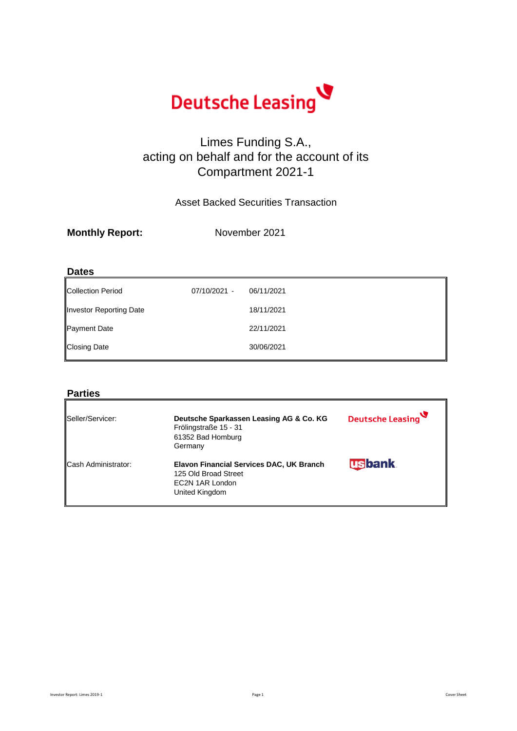Deutsche Leasing

# Limes Funding S.A., acting on behalf and for the account of its Compartment 2021-1

Asset Backed Securities Transaction

**Monthly Report:** November 2021

## Dates

| | | |
|---|---|---|
| Collection Period | 07/10/2021 - | 06/11/2021 |
| Investor Reporting Date | | 18/11/2021 |
| Payment Date | | 22/11/2021 |
| Closing Date | | 30/06/2021 |

## Parties

| | | |
|---|---|---|
| Seller/Servicer: | **Deutsche Sparkassen Leasing AG & Co. KG**<br>Frölingstraße 15 - 31<br>61352 Bad Homburg<br>Germany | Deutsche Leasing |
| Cash Administrator: | **Elavon Financial Services DAC, UK Branch**<br>125 Old Broad Street<br>EC2N 1AR London<br>United Kingdom | usbank |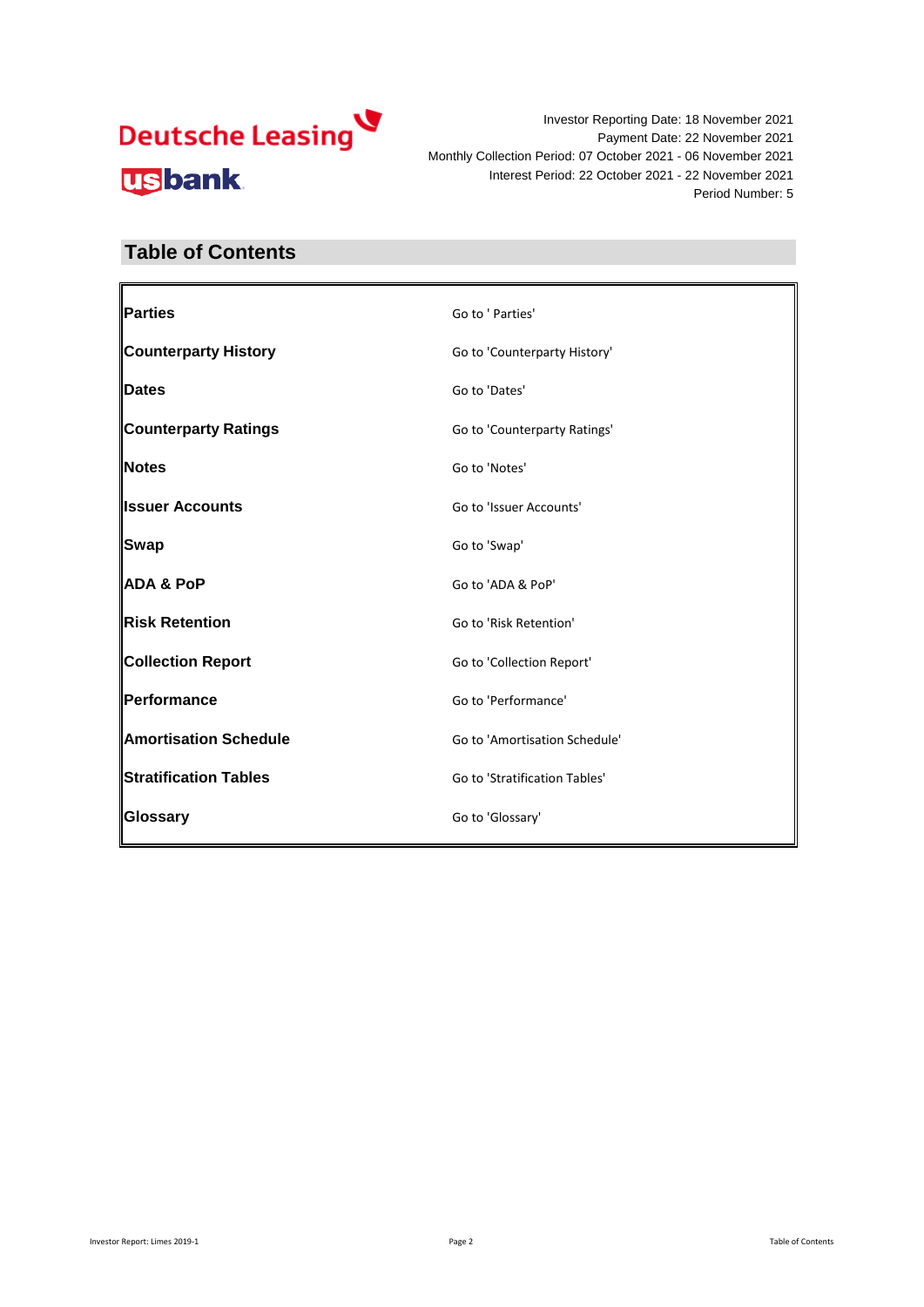Deutsche Leasing

usbank

Investor Reporting Date: 18 November 2021
Payment Date: 22 November 2021
Monthly Collection Period: 07 October 2021 - 06 November 2021
Interest Period: 22 October 2021 - 22 November 2021
Period Number: 5

## Table of Contents

| | |
|---|---|
| **Parties** | Go to ' Parties' |
| **Counterparty History** | Go to 'Counterparty History' |
| **Dates** | Go to 'Dates' |
| **Counterparty Ratings** | Go to 'Counterparty Ratings' |
| **Notes** | Go to 'Notes' |
| **Issuer Accounts** | Go to 'Issuer Accounts' |
| **Swap** | Go to 'Swap' |
| **ADA & PoP** | Go to 'ADA & PoP' |
| **Risk Retention** | Go to 'Risk Retention' |
| **Collection Report** | Go to 'Collection Report' |
| **Performance** | Go to 'Performance' |
| **Amortisation Schedule** | Go to 'Amortisation Schedule' |
| **Stratification Tables** | Go to 'Stratification Tables' |
| **Glossary** | Go to 'Glossary' |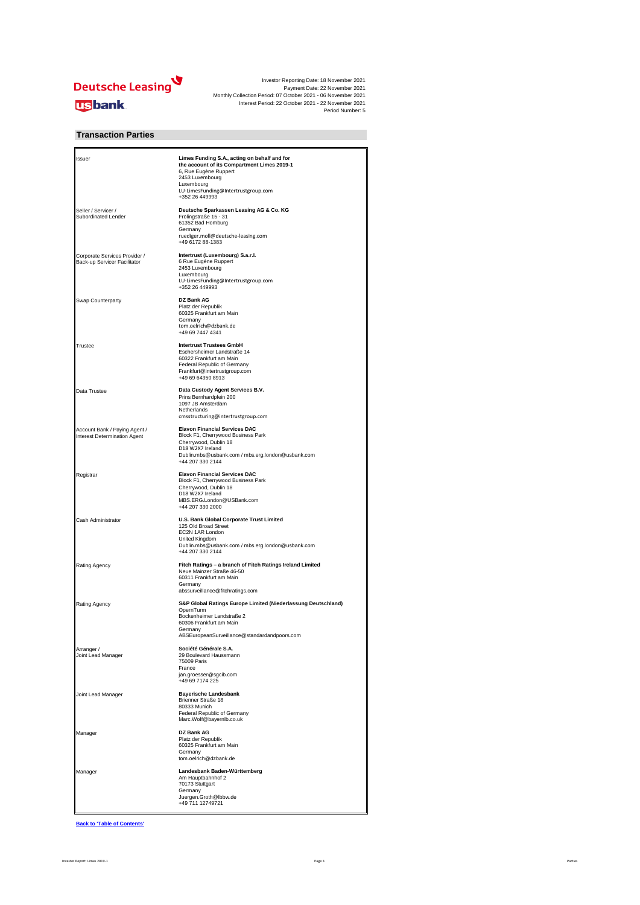Investor Reporting Date: 18 November 2021
Payment Date: 22 November 2021
Monthly Collection Period: 07 October 2021 - 06 November 2021
Interest Period: 22 October 2021 - 22 November 2021
Period Number: 5

## Transaction Parties

| Role | Party |
|---|---|
| Issuer | **Limes Funding S.A., acting on behalf and for the account of its Compartment Limes 2019-1**<br>6, Rue Eugène Ruppert<br>2453 Luxembourg<br>Luxembourg<br>LU-LimesFunding@Intertrustgroup.com<br>+352 26 449993 |
| Seller / Servicer / Subordinated Lender | **Deutsche Sparkassen Leasing AG & Co. KG**<br>Frölingstraße 15 - 31<br>61352 Bad Homburg<br>Germany<br>ruediger.moll@deutsche-leasing.com<br>+49 6172 88-1383 |
| Corporate Services Provider / Back-up Servicer Facilitator | **Intertrust (Luxembourg) S.a.r.l.**<br>6 Rue Eugène Ruppert<br>2453 Luxembourg<br>Luxembourg<br>LU-LimesFunding@Intertrustgroup.com<br>+352 26 449993 |
| Swap Counterparty | **DZ Bank AG**<br>Platz der Republik<br>60325 Frankfurt am Main<br>Germany<br>tom.oelrich@dzbank.de<br>+49 69 7447 4341 |
| Trustee | **Intertrust Trustees GmbH**<br>Eschersheimer Landstraße 14<br>60322 Frankfurt am Main<br>Federal Republic of Germany<br>Frankfurt@intertrustgroup.com<br>+49 69 64350 8913 |
| Data Trustee | **Data Custody Agent Services B.V.**<br>Prins Bernhardplein 200<br>1097 JB Amsterdam<br>Netherlands<br>cmsstructuring@intertrustgroup.com |
| Account Bank / Paying Agent / Interest Determination Agent | **Elavon Financial Services DAC**<br>Block F1, Cherrywood Business Park<br>Cherrywood, Dublin 18<br>D18 W2X7 Ireland<br>Dublin.mbs@usbank.com / mbs.erg.london@usbank.com<br>+44 207 330 2144 |
| Registrar | **Elavon Financial Services DAC**<br>Block F1, Cherrywood Business Park<br>Cherrywood, Dublin 18<br>D18 W2X7 Ireland<br>MBS.ERG.London@USBank.com<br>+44 207 330 2000 |
| Cash Administrator | **U.S. Bank Global Corporate Trust Limited**<br>125 Old Broad Street<br>EC2N 1AR London<br>United Kingdom<br>Dublin.mbs@usbank.com / mbs.erg.london@usbank.com<br>+44 207 330 2144 |
| Rating Agency | **Fitch Ratings – a branch of Fitch Ratings Ireland Limited**<br>Neue Mainzer Straße 46-50<br>60311 Frankfurt am Main<br>Germany<br>abssurveillance@fitchratings.com |
| Rating Agency | **S&P Global Ratings Europe Limited (Niederlassung Deutschland)**<br>OpernTurm<br>Bockenheimer Landstraße 2<br>60306 Frankfurt am Main<br>Germany<br>ABSEuropeanSurveillance@standardandpoors.com |
| Arranger / Joint Lead Manager | **Société Générale S.A.**<br>29 Boulevard Haussmann<br>75009 Paris<br>France<br>jan.groesser@sgcib.com<br>+49 69 7174 225 |
| Joint Lead Manager | **Bayerische Landesbank**<br>Brienner Straße 18<br>80333 Munich<br>Federal Republic of Germany<br>Marc.Wolf@bayernlb.co.uk |
| Manager | **DZ Bank AG**<br>Platz der Republik<br>60325 Frankfurt am Main<br>Germany<br>tom.oelrich@dzbank.de |
| Manager | **Landesbank Baden-Württemberg**<br>Am Hauptbahnhof 2<br>70173 Stuttgart<br>Germany<br>Juergen.Groth@lbbw.de<br>+49 711 12749721 |

**Back to 'Table of Contents'**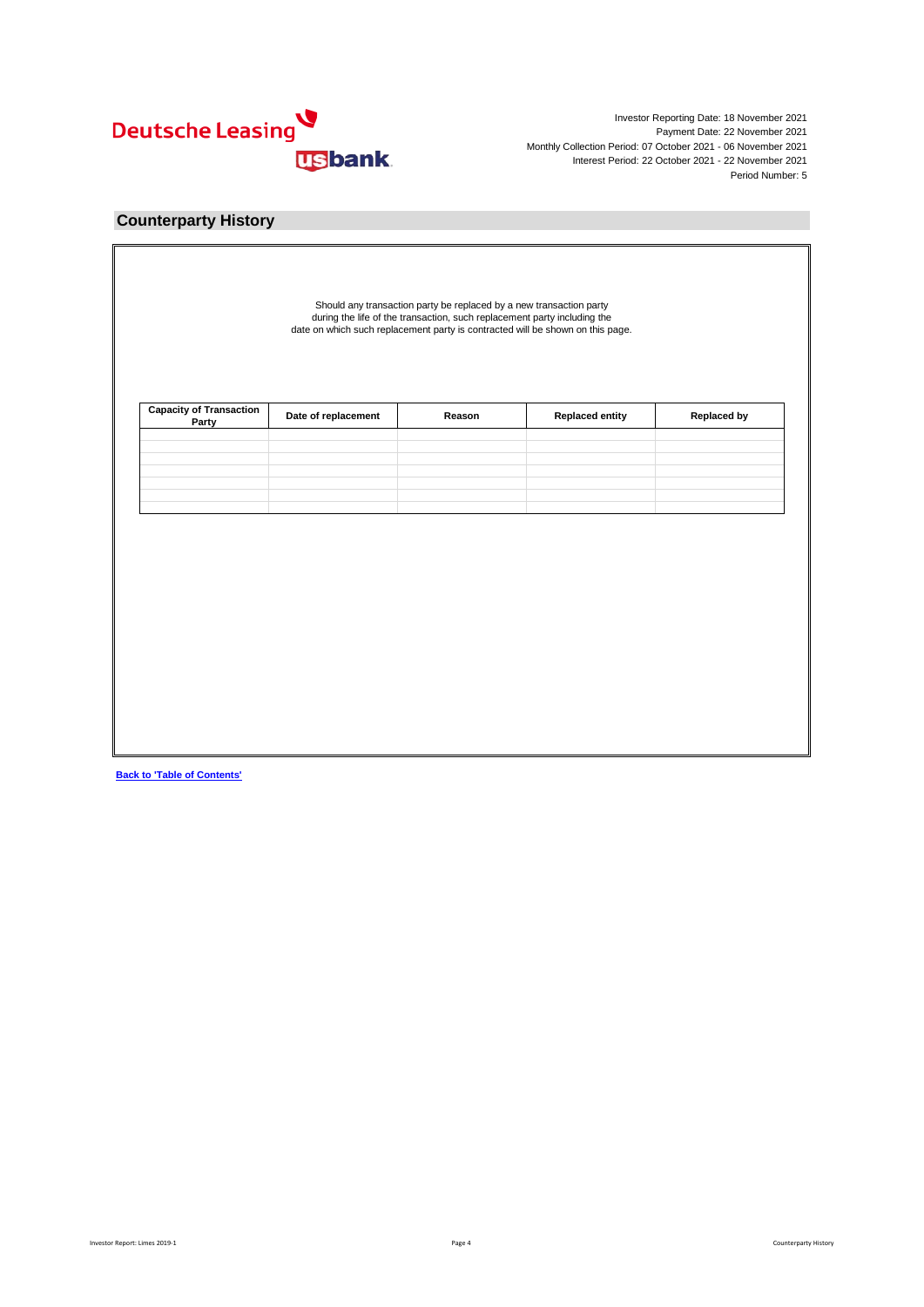Investor Reporting Date: 18 November 2021
Payment Date: 22 November 2021
Monthly Collection Period: 07 October 2021 - 06 November 2021
Interest Period: 22 October 2021 - 22 November 2021
Period Number: 5

## Counterparty History

Should any transaction party be replaced by a new transaction party during the life of the transaction, such replacement party including the date on which such replacement party is contracted will be shown on this page.

| Capacity of Transaction Party | Date of replacement | Reason | Replaced entity | Replaced by |
|---|---|---|---|---|
| | | | | |
| | | | | |
| | | | | |
| | | | | |
| | | | | |
| | | | | |
| | | | | |

**Back to 'Table of Contents'**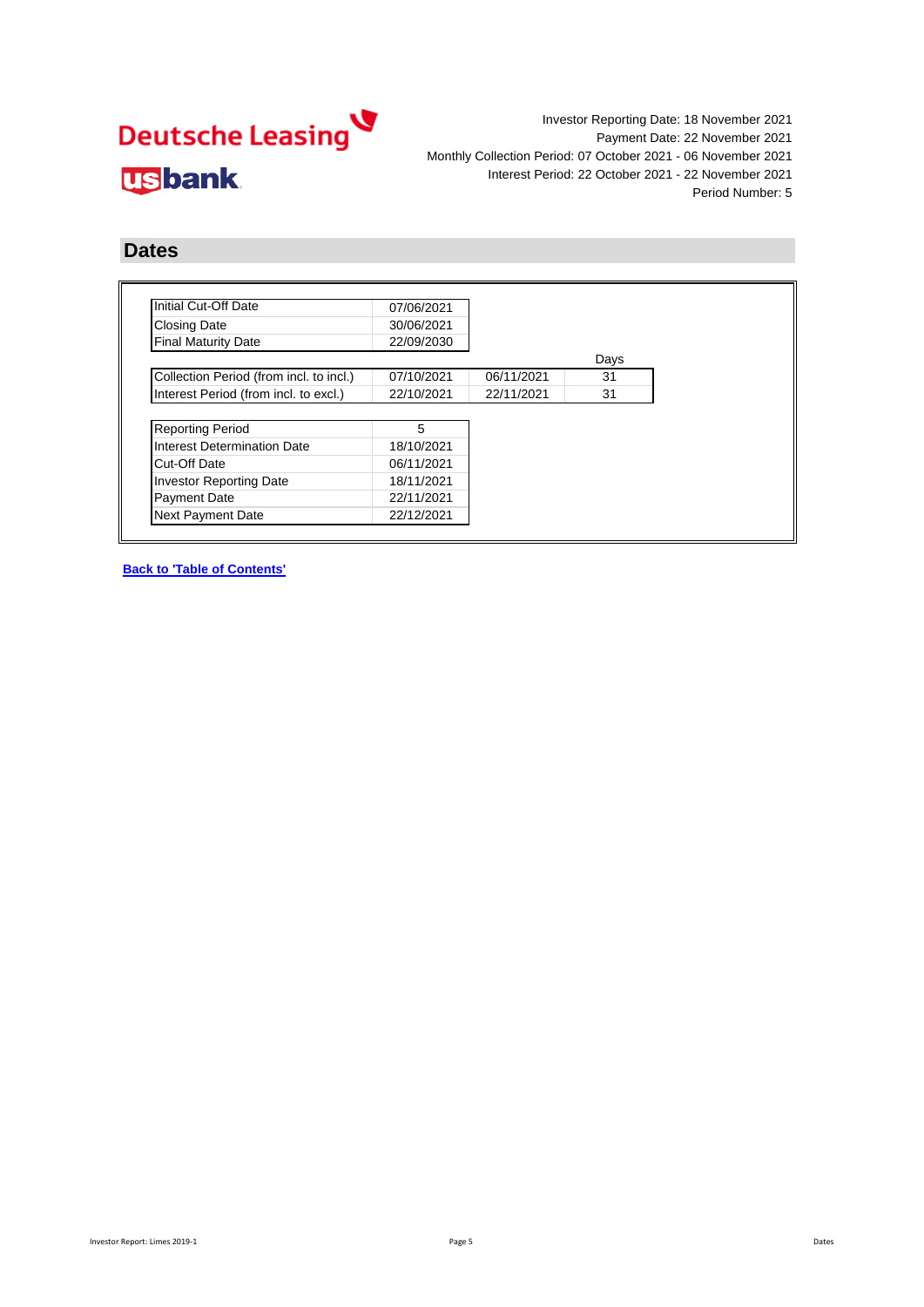Deutsche Leasing

usbank

Investor Reporting Date: 18 November 2021
Payment Date: 22 November 2021
Monthly Collection Period: 07 October 2021 - 06 November 2021
Interest Period: 22 October 2021 - 22 November 2021
Period Number: 5

## Dates

| | |
|---|---|
| Initial Cut-Off Date | 07/06/2021 |
| Closing Date | 30/06/2021 |
| Final Maturity Date | 22/09/2030 |

| | | | Days |
|---|---|---|---|
| Collection Period (from incl. to incl.) | 07/10/2021 | 06/11/2021 | 31 |
| Interest Period (from incl. to excl.) | 22/10/2021 | 22/11/2021 | 31 |

| | |
|---|---|
| Reporting Period | 5 |
| Interest Determination Date | 18/10/2021 |
| Cut-Off Date | 06/11/2021 |
| Investor Reporting Date | 18/11/2021 |
| Payment Date | 22/11/2021 |
| Next Payment Date | 22/12/2021 |

**Back to 'Table of Contents'**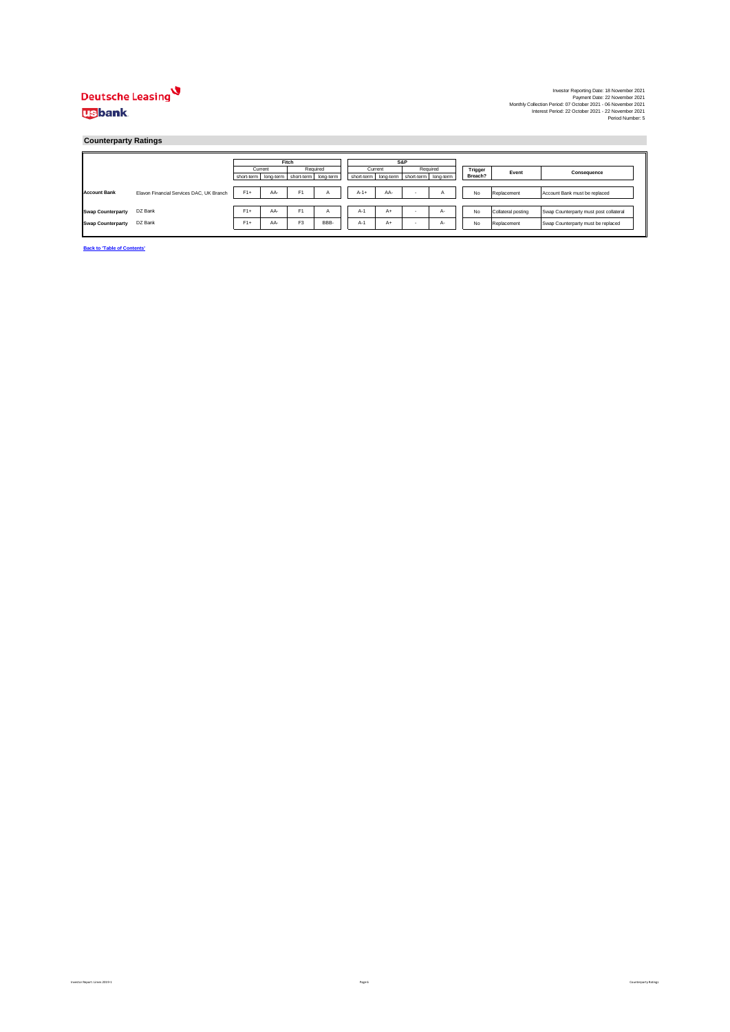Investor Reporting Date: 18 November 2021
Payment Date: 22 November 2021
Monthly Collection Period: 07 October 2021 - 06 November 2021
Interest Period: 22 October 2021 - 22 November 2021
Period Number: 5

## Counterparty Ratings

| | | Fitch | | | | S&P | | | | Trigger Breach? | Event | Consequence |
|---|---|---|---|---|---|---|---|---|---|---|---|---|
| | | Current | | Required | | Current | | Required | | | | |
| | | short-term | long-term | short-term | long-term | short-term | long-term | short-term | long-term | | | |
| **Account Bank** | Elavon Financial Services DAC, UK Branch | F1+ | AA- | F1 | A | A-1+ | AA- | - | A | No | Replacement | Account Bank must be replaced |
| **Swap Counterparty** | DZ Bank | F1+ | AA- | F1 | A | A-1 | A+ | - | A- | No | Collateral posting | Swap Counterparty must post collateral |
| **Swap Counterparty** | DZ Bank | F1+ | AA- | F3 | BBB- | A-1 | A+ | - | A- | No | Replacement | Swap Counterparty must be replaced |

Back to 'Table of Contents'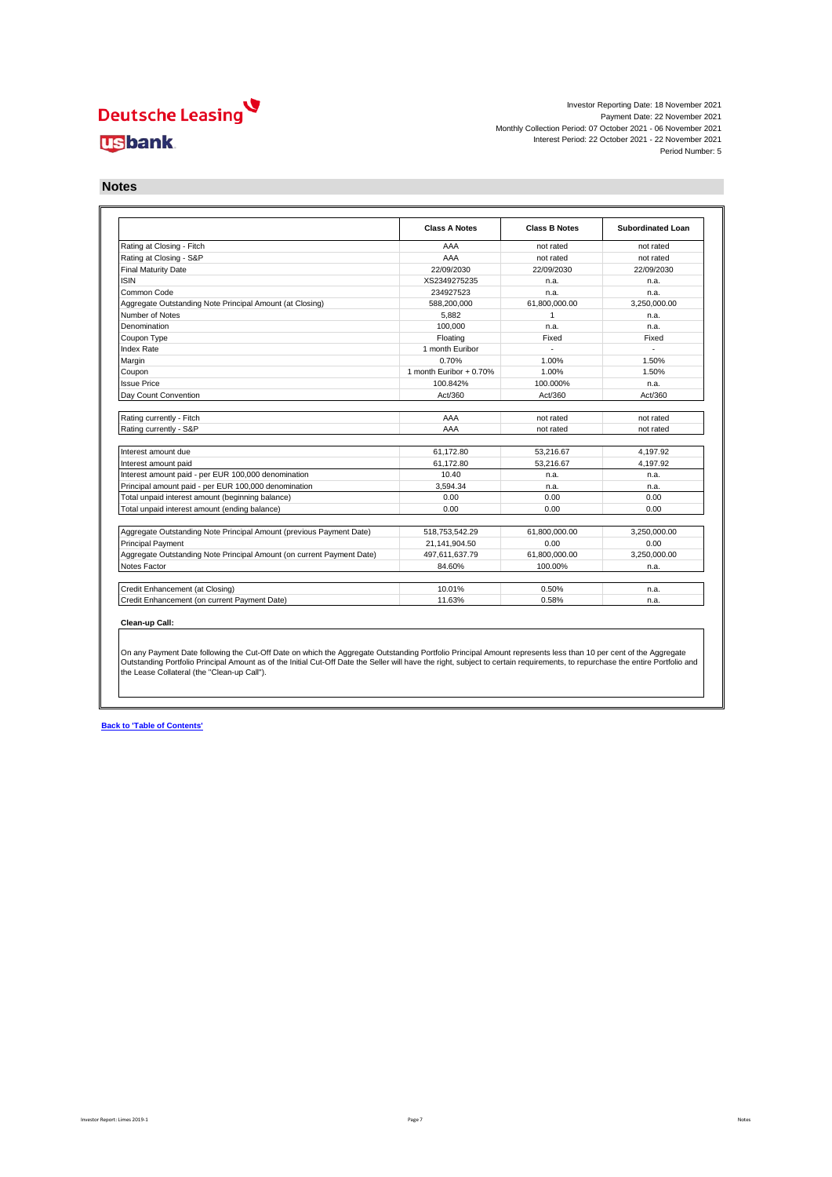Deutsche Leasing

usbank

Investor Reporting Date: 18 November 2021
Payment Date: 22 November 2021
Monthly Collection Period: 07 October 2021 - 06 November 2021
Interest Period: 22 October 2021 - 22 November 2021
Period Number: 5

## Notes

| | Class A Notes | Class B Notes | Subordinated Loan |
|---|---|---|---|
| Rating at Closing - Fitch | AAA | not rated | not rated |
| Rating at Closing - S&P | AAA | not rated | not rated |
| Final Maturity Date | 22/09/2030 | 22/09/2030 | 22/09/2030 |
| ISIN | XS2349275235 | n.a. | n.a. |
| Common Code | 234927523 | n.a. | n.a. |
| Aggregate Outstanding Note Principal Amount (at Closing) | 588,200,000 | 61,800,000.00 | 3,250,000.00 |
| Number of Notes | 5,882 | 1 | n.a. |
| Denomination | 100,000 | n.a. | n.a. |
| Coupon Type | Floating | Fixed | Fixed |
| Index Rate | 1 month Euribor | - | - |
| Margin | 0.70% | 1.00% | 1.50% |
| Coupon | 1 month Euribor + 0.70% | 1.00% | 1.50% |
| Issue Price | 100.842% | 100.000% | n.a. |
| Day Count Convention | Act/360 | Act/360 | Act/360 |
| | | | |
| Rating currently - Fitch | AAA | not rated | not rated |
| Rating currently - S&P | AAA | not rated | not rated |
| | | | |
| Interest amount due | 61,172.80 | 53,216.67 | 4,197.92 |
| Interest amount paid | 61,172.80 | 53,216.67 | 4,197.92 |
| Interest amount paid - per EUR 100,000 denomination | 10.40 | n.a. | n.a. |
| Principal amount paid - per EUR 100,000 denomination | 3,594.34 | n.a. | n.a. |
| Total unpaid interest amount (beginning balance) | 0.00 | 0.00 | 0.00 |
| Total unpaid interest amount (ending balance) | 0.00 | 0.00 | 0.00 |
| | | | |
| Aggregate Outstanding Note Principal Amount (previous Payment Date) | 518,753,542.29 | 61,800,000.00 | 3,250,000.00 |
| Principal Payment | 21,141,904.50 | 0.00 | 0.00 |
| Aggregate Outstanding Note Principal Amount (on current Payment Date) | 497,611,637.79 | 61,800,000.00 | 3,250,000.00 |
| Notes Factor | 84.60% | 100.00% | n.a. |
| | | | |
| Credit Enhancement (at Closing) | 10.01% | 0.50% | n.a. |
| Credit Enhancement (on current Payment Date) | 11.63% | 0.58% | n.a. |

**Clean-up Call:**

On any Payment Date following the Cut-Off Date on which the Aggregate Outstanding Portfolio Principal Amount represents less than 10 per cent of the Aggregate Outstanding Portfolio Principal Amount as of the Initial Cut-Off Date the Seller will have the right, subject to certain requirements, to repurchase the entire Portfolio and the Lease Collateral (the "Clean-up Call").

**Back to 'Table of Contents'**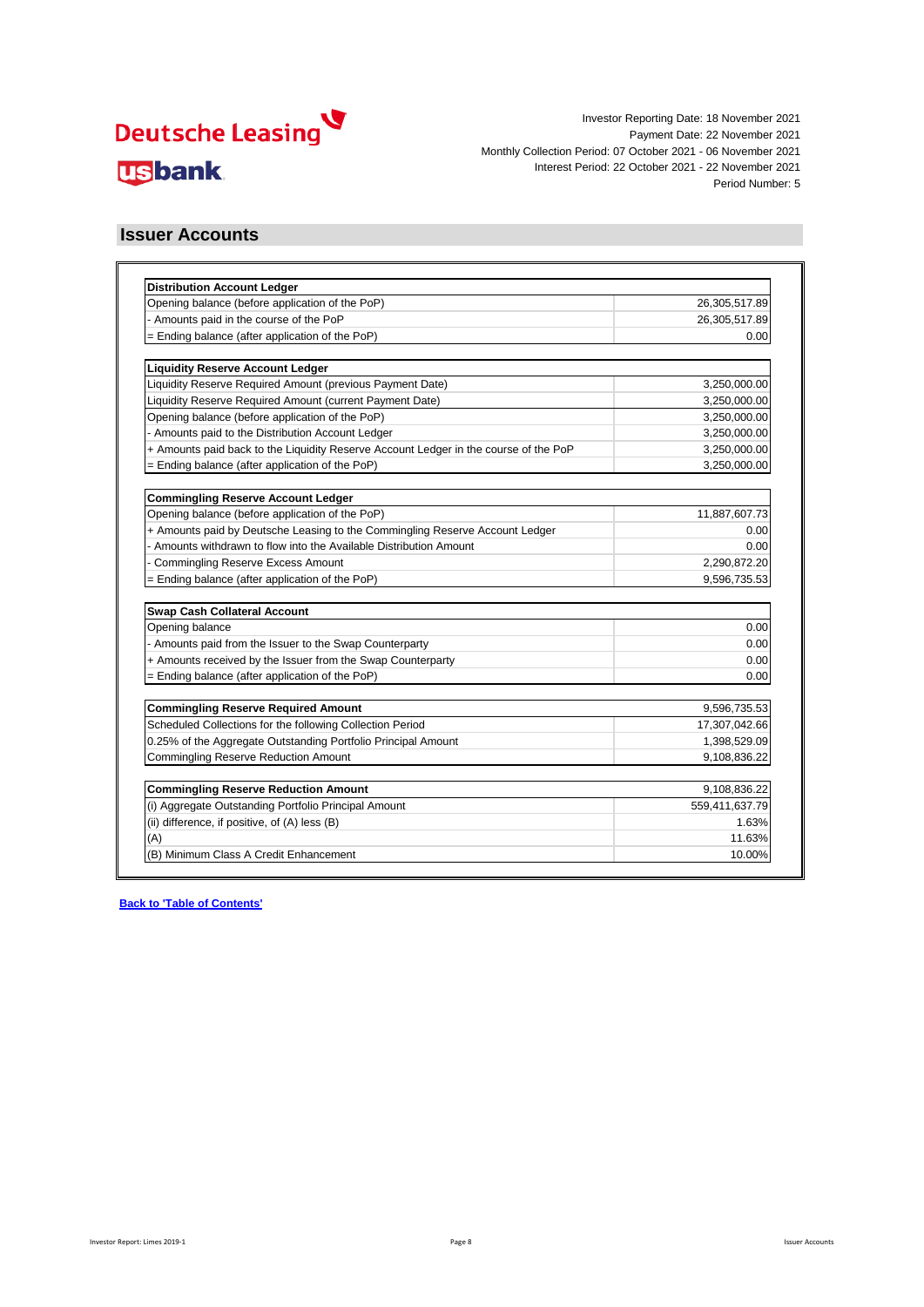Deutsche Leasing

usbank

Investor Reporting Date: 18 November 2021
Payment Date: 22 November 2021
Monthly Collection Period: 07 October 2021 - 06 November 2021
Interest Period: 22 October 2021 - 22 November 2021
Period Number: 5

## Issuer Accounts

| **Distribution Account Ledger** | |
|---|---|
| Opening balance (before application of the PoP) | 26,305,517.89 |
| - Amounts paid in the course of the PoP | 26,305,517.89 |
| = Ending balance (after application of the PoP) | 0.00 |

| **Liquidity Reserve Account Ledger** | |
|---|---|
| Liquidity Reserve Required Amount (previous Payment Date) | 3,250,000.00 |
| Liquidity Reserve Required Amount (current Payment Date) | 3,250,000.00 |
| Opening balance (before application of the PoP) | 3,250,000.00 |
| - Amounts paid to the Distribution Account Ledger | 3,250,000.00 |
| + Amounts paid back to the Liquidity Reserve Account Ledger in the course of the PoP | 3,250,000.00 |
| = Ending balance (after application of the PoP) | 3,250,000.00 |

| **Commingling Reserve Account Ledger** | |
|---|---|
| Opening balance (before application of the PoP) | 11,887,607.73 |
| + Amounts paid by Deutsche Leasing to the Commingling Reserve Account Ledger | 0.00 |
| - Amounts withdrawn to flow into the Available Distribution Amount | 0.00 |
| - Commingling Reserve Excess Amount | 2,290,872.20 |
| = Ending balance (after application of the PoP) | 9,596,735.53 |

| **Swap Cash Collateral Account** | |
|---|---|
| Opening balance | 0.00 |
| - Amounts paid from the Issuer to the Swap Counterparty | 0.00 |
| + Amounts received by the Issuer from the Swap Counterparty | 0.00 |
| = Ending balance (after application of the PoP) | 0.00 |

| **Commingling Reserve Required Amount** | 9,596,735.53 |
|---|---|
| Scheduled Collections for the following Collection Period | 17,307,042.66 |
| 0.25% of the Aggregate Outstanding Portfolio Principal Amount | 1,398,529.09 |
| Commingling Reserve Reduction Amount | 9,108,836.22 |

| **Commingling Reserve Reduction Amount** | 9,108,836.22 |
|---|---|
| (i) Aggregate Outstanding Portfolio Principal Amount | 559,411,637.79 |
| (ii) difference, if positive, of (A) less (B) | 1.63% |
| (A) | 11.63% |
| (B) Minimum Class A Credit Enhancement | 10.00% |

**Back to 'Table of Contents'**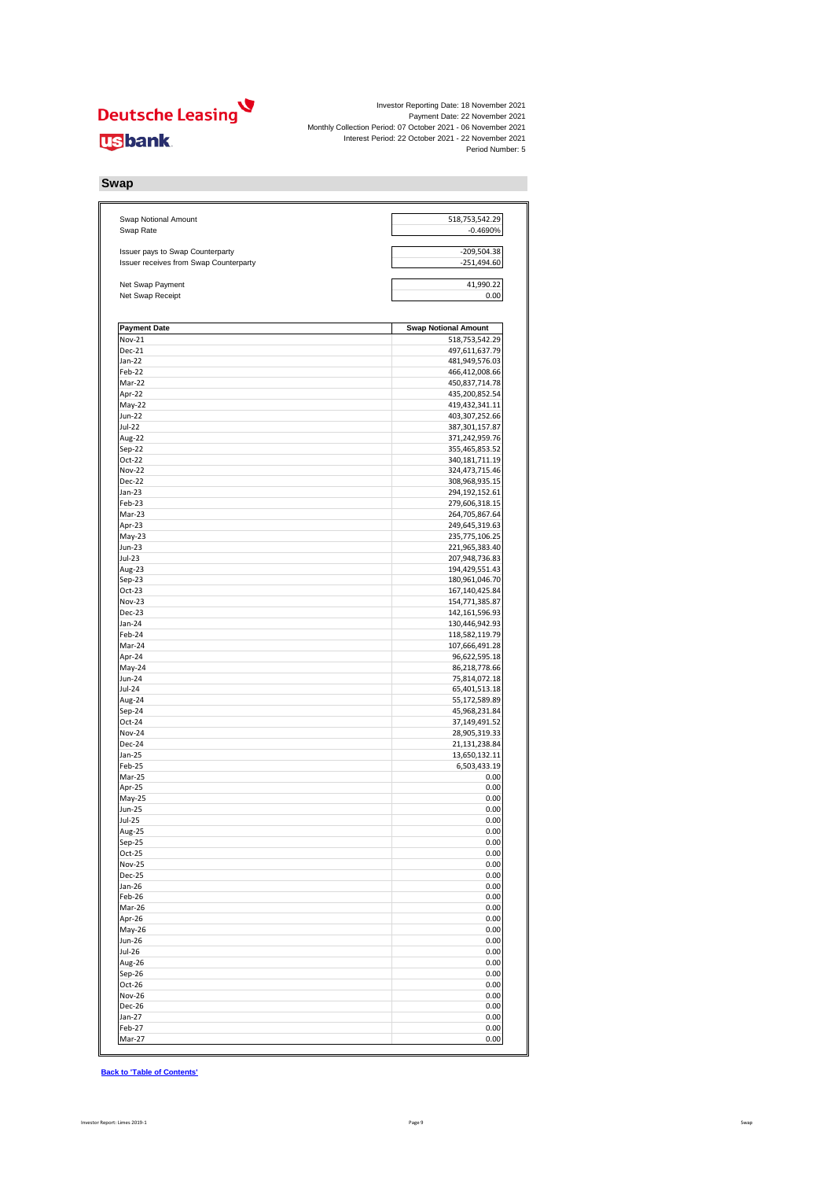Investor Reporting Date: 18 November 2021
Payment Date: 22 November 2021
Monthly Collection Period: 07 October 2021 - 06 November 2021
Interest Period: 22 October 2021 - 22 November 2021
Period Number: 5

## Swap

| | |
|---|---|
| Swap Notional Amount | 518,753,542.29 |
| Swap Rate | -0.4690% |
| | |
| Issuer pays to Swap Counterparty | -209,504.38 |
| Issuer receives from Swap Counterparty | -251,494.60 |
| | |
| Net Swap Payment | 41,990.22 |
| Net Swap Receipt | 0.00 |

| Payment Date | Swap Notional Amount |
|---|---|
| Nov-21 | 518,753,542.29 |
| Dec-21 | 497,611,637.79 |
| Jan-22 | 481,949,576.03 |
| Feb-22 | 466,412,008.66 |
| Mar-22 | 450,837,714.78 |
| Apr-22 | 435,200,852.54 |
| May-22 | 419,432,341.11 |
| Jun-22 | 403,307,252.66 |
| Jul-22 | 387,301,157.87 |
| Aug-22 | 371,242,959.76 |
| Sep-22 | 355,465,853.52 |
| Oct-22 | 340,181,711.19 |
| Nov-22 | 324,473,715.46 |
| Dec-22 | 308,968,935.15 |
| Jan-23 | 294,192,152.61 |
| Feb-23 | 279,606,318.15 |
| Mar-23 | 264,705,867.64 |
| Apr-23 | 249,645,319.63 |
| May-23 | 235,775,106.25 |
| Jun-23 | 221,965,383.40 |
| Jul-23 | 207,948,736.83 |
| Aug-23 | 194,429,551.43 |
| Sep-23 | 180,961,046.70 |
| Oct-23 | 167,140,425.84 |
| Nov-23 | 154,771,385.87 |
| Dec-23 | 142,161,596.93 |
| Jan-24 | 130,446,942.93 |
| Feb-24 | 118,582,119.79 |
| Mar-24 | 107,666,491.28 |
| Apr-24 | 96,622,595.18 |
| May-24 | 86,218,778.66 |
| Jun-24 | 75,814,072.18 |
| Jul-24 | 65,401,513.18 |
| Aug-24 | 55,172,589.89 |
| Sep-24 | 45,968,231.84 |
| Oct-24 | 37,149,491.52 |
| Nov-24 | 28,905,319.33 |
| Dec-24 | 21,131,238.84 |
| Jan-25 | 13,650,132.11 |
| Feb-25 | 6,503,433.19 |
| Mar-25 | 0.00 |
| Apr-25 | 0.00 |
| May-25 | 0.00 |
| Jun-25 | 0.00 |
| Jul-25 | 0.00 |
| Aug-25 | 0.00 |
| Sep-25 | 0.00 |
| Oct-25 | 0.00 |
| Nov-25 | 0.00 |
| Dec-25 | 0.00 |
| Jan-26 | 0.00 |
| Feb-26 | 0.00 |
| Mar-26 | 0.00 |
| Apr-26 | 0.00 |
| May-26 | 0.00 |
| Jun-26 | 0.00 |
| Jul-26 | 0.00 |
| Aug-26 | 0.00 |
| Sep-26 | 0.00 |
| Oct-26 | 0.00 |
| Nov-26 | 0.00 |
| Dec-26 | 0.00 |
| Jan-27 | 0.00 |
| Feb-27 | 0.00 |
| Mar-27 | 0.00 |

**Back to 'Table of Contents'**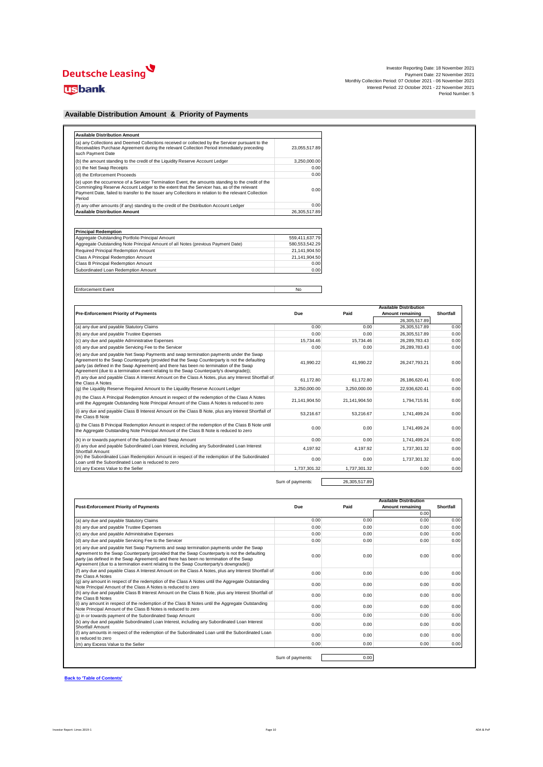Investor Reporting Date: 18 November 2021
Payment Date: 22 November 2021
Monthly Collection Period: 07 October 2021 - 06 November 2021
Interest Period: 22 October 2021 - 22 November 2021
Period Number: 5

## Available Distribution Amount & Priority of Payments

| **Available Distribution Amount** | |
|---|---|
| (a) any Collections and Deemed Collections received or collected by the Servicer pursuant to the Receivables Purchase Agreement during the relevant Collection Period immediately preceding such Payment Date | 23,055,517.89 |
| (b) the amount standing to the credit of the Liquidity Reserve Account Ledger | 3,250,000.00 |
| (c) the Net Swap Receipts | 0.00 |
| (d) the Enforcement Proceeds | 0.00 |
| (e) upon the occurrence of a Servicer Termination Event, the amounts standing to the credit of the Commingling Reserve Account Ledger to the extent that the Servicer has, as of the relevant Payment Date, failed to transfer to the Issuer any Collections in relation to the relevant Collection Period | 0.00 |
| (f) any other amounts (if any) standing to the credit of the Distribution Account Ledger | 0.00 |
| **Available Distribution Amount** | 26,305,517.89 |

| **Principal Redemption** | |
|---|---|
| Aggregate Outstanding Portfolio Principal Amount | 559,411,637.79 |
| Aggregate Outstanding Note Principal Amount of all Notes (previous Payment Date) | 580,553,542.29 |
| Required Principal Redemption Amount | 21,141,904.50 |
| Class A Principal Redemption Amount | 21,141,904.50 |
| Class B Principal Redemption Amount | 0.00 |
| Subordinated Loan Redemption Amount | 0.00 |

| Enforcement Event | No |
|---|---|

| **Pre-Enforcement Priority of Payments** | **Due** | **Paid** | **Available Distribution Amount remaining** | **Shortfall** |
|---|---|---|---|---|
| | | | 26,305,517.89 | |
| (a) any due and payable Statutory Claims | 0.00 | 0.00 | 26,305,517.89 | 0.00 |
| (b) any due and payable Trustee Expenses | 0.00 | 0.00 | 26,305,517.89 | 0.00 |
| (c) any due and payable Administrative Expenses | 15,734.46 | 15,734.46 | 26,289,783.43 | 0.00 |
| (d) any due and payable Servicing Fee to the Servicer | 0.00 | 0.00 | 26,289,783.43 | 0.00 |
| (e) any due and payable Net Swap Payments and swap termination payments under the Swap Agreement to the Swap Counterparty (provided that the Swap Counterparty is not the defaulting party (as defined in the Swap Agreement) and there has been no termination of the Swap Agreement (due to a termination event relating to the Swap Counterparty's downgrade)); | 41,990.22 | 41,990.22 | 26,247,793.21 | 0.00 |
| (f) any due and payable Class A Interest Amount on the Class A Notes, plus any Interest Shortfall of the Class A Notes | 61,172.80 | 61,172.80 | 26,186,620.41 | 0.00 |
| (g) the Liquidity Reserve Required Amount to the Liquidity Reserve Account Ledger | 3,250,000.00 | 3,250,000.00 | 22,936,620.41 | 0.00 |
| (h) the Class A Principal Redemption Amount in respect of the redemption of the Class A Notes until the Aggregate Outstanding Note Principal Amount of the Class A Notes is reduced to zero | 21,141,904.50 | 21,141,904.50 | 1,794,715.91 | 0.00 |
| (i) any due and payable Class B Interest Amount on the Class B Note, plus any Interest Shortfall of the Class B Note | 53,216.67 | 53,216.67 | 1,741,499.24 | 0.00 |
| (j) the Class B Principal Redemption Amount in respect of the redemption of the Class B Note until the Aggregate Outstanding Note Principal Amount of the Class B Note is reduced to zero | 0.00 | 0.00 | 1,741,499.24 | 0.00 |
| (k) in or towards payment of the Subordinated Swap Amount | 0.00 | 0.00 | 1,741,499.24 | 0.00 |
| (l) any due and payable Subordinated Loan Interest, including any Subordinated Loan Interest Shortfall Amount | 4,197.92 | 4,197.92 | 1,737,301.32 | 0.00 |
| (m) the Subordinated Loan Redemption Amount in respect of the redemption of the Subordinated Loan until the Subordinated Loan is reduced to zero | 0.00 | 0.00 | 1,737,301.32 | 0.00 |
| (n) any Excess Value to the Seller | 1,737,301.32 | 1,737,301.32 | 0.00 | 0.00 |

Sum of payments: 26,305,517.89

| **Post-Enforcement Priority of Payments** | **Due** | **Paid** | **Available Distribution Amount remaining** | **Shortfall** |
|---|---|---|---|---|
| | | | 0.00 | |
| (a) any due and payable Statutory Claims | 0.00 | 0.00 | 0.00 | 0.00 |
| (b) any due and payable Trustee Expenses | 0.00 | 0.00 | 0.00 | 0.00 |
| (c) any due and payable Administrative Expenses | 0.00 | 0.00 | 0.00 | 0.00 |
| (d) any due and payable Servicing Fee to the Servicer | 0.00 | 0.00 | 0.00 | 0.00 |
| (e) any due and payable Net Swap Payments and swap termination payments under the Swap Agreement to the Swap Counterparty (provided that the Swap Counterparty is not the defaulting party (as defined in the Swap Agreement) and there has been no termination of the Swap Agreement (due to a termination event relating to the Swap Counterparty's downgrade)) | 0.00 | 0.00 | 0.00 | 0.00 |
| (f) any due and payable Class A Interest Amount on the Class A Notes, plus any Interest Shortfall of the Class A Notes | 0.00 | 0.00 | 0.00 | 0.00 |
| (g) any amount in respect of the redemption of the Class A Notes until the Aggregate Outstanding Note Principal Amount of the Class A Notes is reduced to zero | 0.00 | 0.00 | 0.00 | 0.00 |
| (h) any due and payable Class B Interest Amount on the Class B Note, plus any Interest Shortfall of the Class B Notes | 0.00 | 0.00 | 0.00 | 0.00 |
| (i) any amount in respect of the redemption of the Class B Notes until the Aggregate Outstanding Note Principal Amount of the Class B Notes is reduced to zero | 0.00 | 0.00 | 0.00 | 0.00 |
| (j) in or towards payment of the Subordinated Swap Amount | 0.00 | 0.00 | 0.00 | 0.00 |
| (k) any due and payable Subordinated Loan Interest, including any Subordinated Loan Interest Shortfall Amount | 0.00 | 0.00 | 0.00 | 0.00 |
| (l) any amounts in respect of the redemption of the Subordinated Loan until the Subordinated Loan is reduced to zero | 0.00 | 0.00 | 0.00 | 0.00 |
| (m) any Excess Value to the Seller | 0.00 | 0.00 | 0.00 | 0.00 |

Sum of payments: 0.00

Back to 'Table of Contents'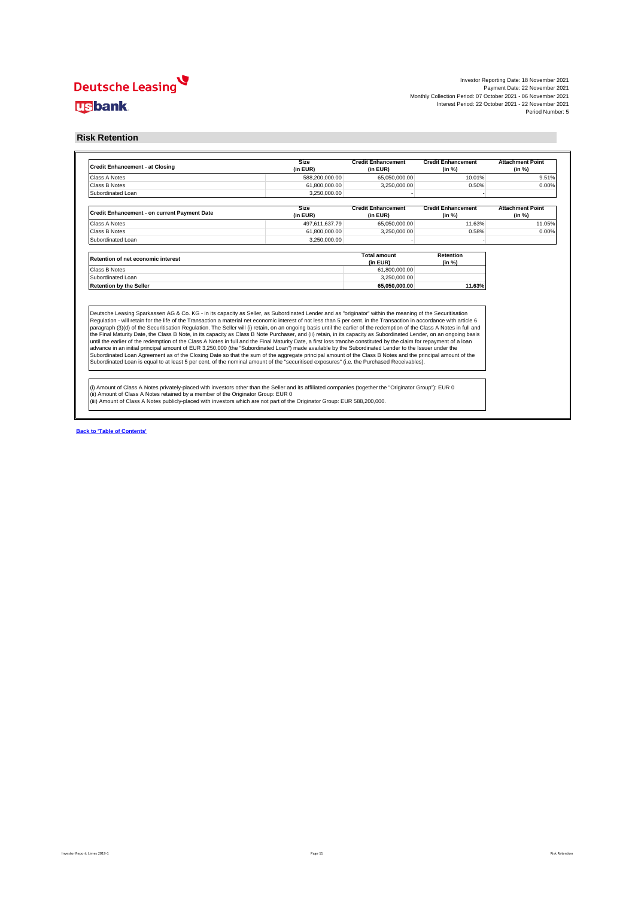Investor Reporting Date: 18 November 2021
Payment Date: 22 November 2021
Monthly Collection Period: 07 October 2021 - 06 November 2021
Interest Period: 22 October 2021 - 22 November 2021
Period Number: 5

## Risk Retention

| Credit Enhancement - at Closing | Size (in EUR) | Credit Enhancement (in EUR) | Credit Enhancement (in %) | Attachment Point (in %) |
|---|---|---|---|---|
| Class A Notes | 588,200,000.00 | 65,050,000.00 | 10.01% | 9.51% |
| Class B Notes | 61,800,000.00 | 3,250,000.00 | 0.50% | 0.00% |
| Subordinated Loan | 3,250,000.00 | - | - | |

| Credit Enhancement - on current Payment Date | Size (in EUR) | Credit Enhancement (in EUR) | Credit Enhancement (in %) | Attachment Point (in %) |
|---|---|---|---|---|
| Class A Notes | 497,611,637.79 | 65,050,000.00 | 11.63% | 11.05% |
| Class B Notes | 61,800,000.00 | 3,250,000.00 | 0.58% | 0.00% |
| Subordinated Loan | 3,250,000.00 | - | - | |

| Retention of net economic interest | Total amount (in EUR) | Retention (in %) |
|---|---|---|
| Class B Notes | 61,800,000.00 | |
| Subordinated Loan | 3,250,000.00 | |
| **Retention by the Seller** | **65,050,000.00** | **11.63%** |

Deutsche Leasing Sparkassen AG & Co. KG - in its capacity as Seller, as Subordinated Lender and as "originator" within the meaning of the Securitisation Regulation - will retain for the life of the Transaction a material net economic interest of not less than 5 per cent. in the Transaction in accordance with article 6 paragraph (3)(d) of the Securitisation Regulation. The Seller will (i) retain, on an ongoing basis until the earlier of the redemption of the Class A Notes in full and the Final Maturity Date, the Class B Note, in its capacity as Class B Note Purchaser, and (ii) retain, in its capacity as Subordinated Lender, on an ongoing basis until the earlier of the redemption of the Class A Notes in full and the Final Maturity Date, a first loss tranche constituted by the claim for repayment of a loan advance in an initial principal amount of EUR 3,250,000 (the "Subordinated Loan") made available by the Subordinated Lender to the Issuer under the Subordinated Loan Agreement as of the Closing Date so that the sum of the aggregate principal amount of the Class B Notes and the principal amount of the Subordinated Loan is equal to at least 5 per cent. of the nominal amount of the "securitised exposures" (i.e. the Purchased Receivables).

(i) Amount of Class A Notes privately-placed with investors other than the Seller and its affiliated companies (together the "Originator Group"): EUR 0
(ii) Amount of Class A Notes retained by a member of the Originator Group: EUR 0
(iii) Amount of Class A Notes publicly-placed with investors which are not part of the Originator Group: EUR 588,200,000.

**Back to 'Table of Contents'**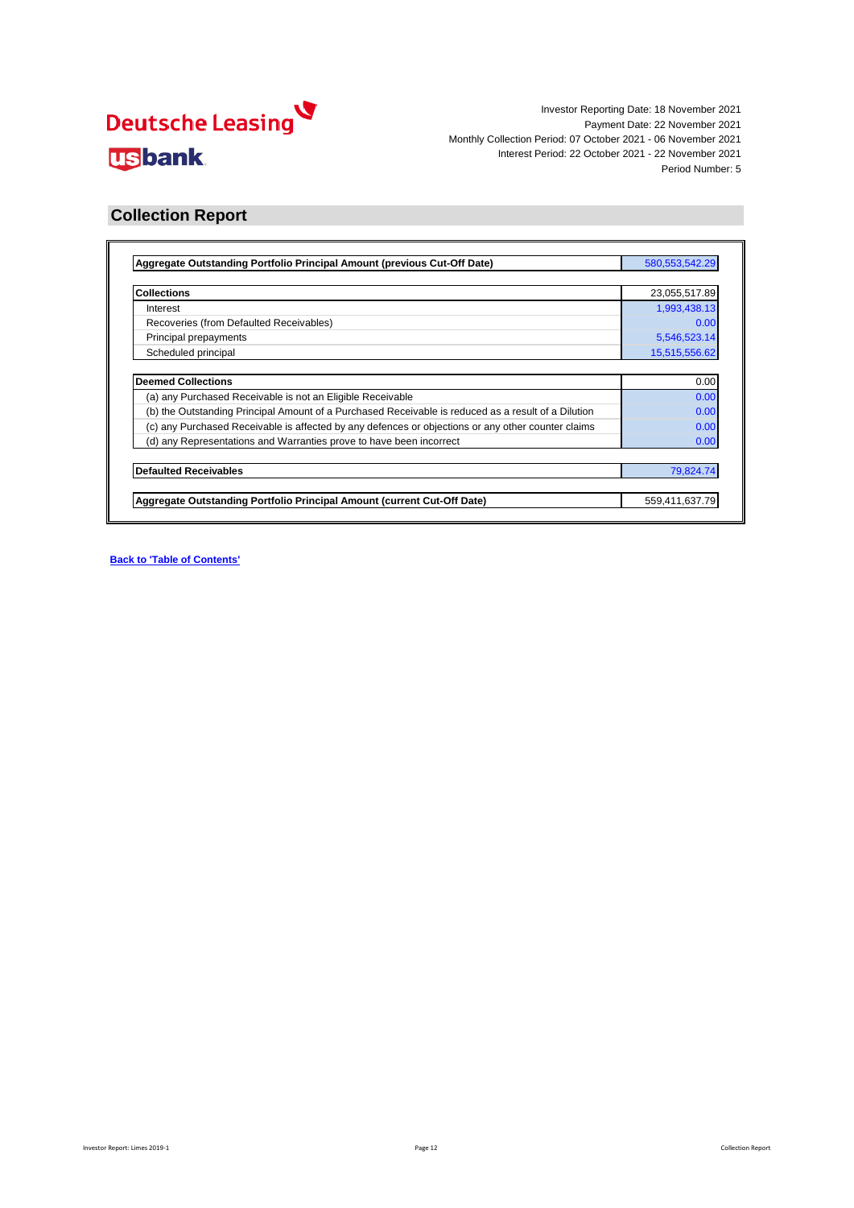Deutsche Leasing

usbank

Investor Reporting Date: 18 November 2021
Payment Date: 22 November 2021
Monthly Collection Period: 07 October 2021 - 06 November 2021
Interest Period: 22 October 2021 - 22 November 2021
Period Number: 5

## Collection Report

| **Aggregate Outstanding Portfolio Principal Amount (previous Cut-Off Date)** | 580,553,542.29 |
|---|---|
| | |
| **Collections** | 23,055,517.89 |
| Interest | 1,993,438.13 |
| Recoveries (from Defaulted Receivables) | 0.00 |
| Principal prepayments | 5,546,523.14 |
| Scheduled principal | 15,515,556.62 |
| | |
| **Deemed Collections** | 0.00 |
| (a) any Purchased Receivable is not an Eligible Receivable | 0.00 |
| (b) the Outstanding Principal Amount of a Purchased Receivable is reduced as a result of a Dilution | 0.00 |
| (c) any Purchased Receivable is affected by any defences or objections or any other counter claims | 0.00 |
| (d) any Representations and Warranties prove to have been incorrect | 0.00 |
| | |
| **Defaulted Receivables** | 79,824.74 |
| | |
| **Aggregate Outstanding Portfolio Principal Amount (current Cut-Off Date)** | 559,411,637.79 |

**Back to 'Table of Contents'**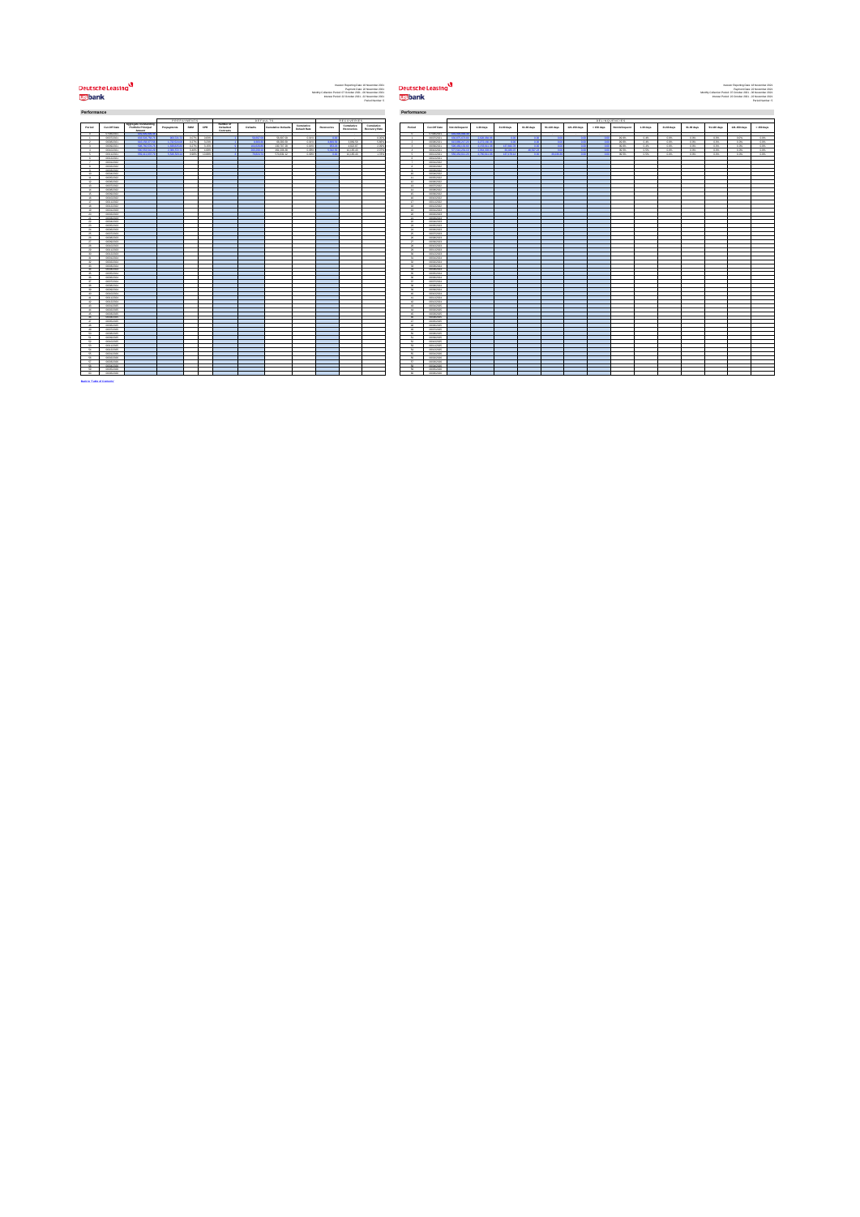## Performance

## Performance

[Back to Table of Contents]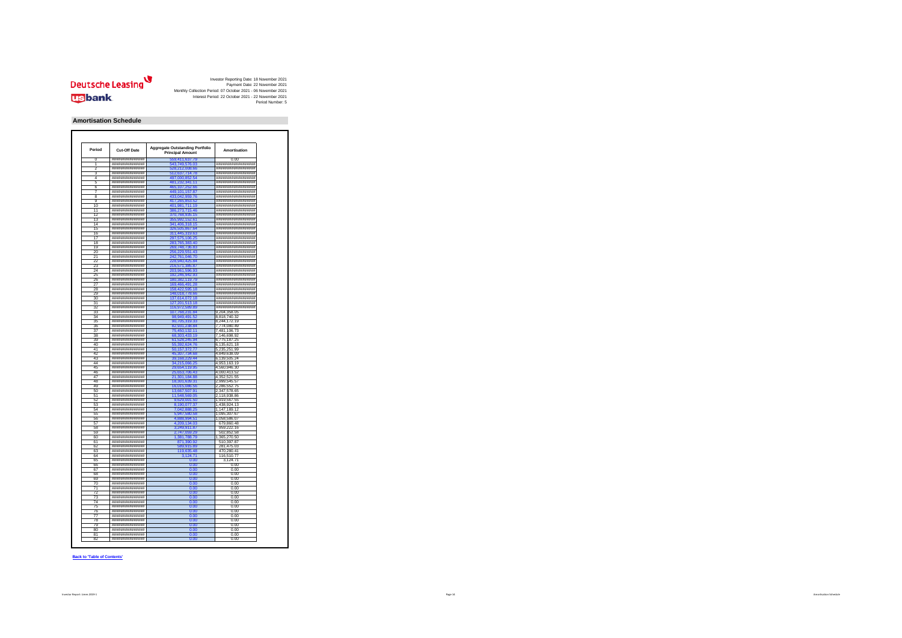Deutsche Leasing

usbank

Investor Reporting Date: 18 November 2021
Payment Date: 22 November 2021
Monthly Collection Period: 07 October 2021 - 06 November 2021
Interest Period: 22 October 2021 - 22 November 2021
Period Number: 5

## Amortisation Schedule

| Period | Cut-Off Date | Aggregate Outstanding Portfolio Principal Amount | Amortisation |
|---|---|---|---|
| 0 | ################ | 559,413,637.79 | 0.00 |
| 1 | ################ | 543,749,576.03 | ################## |
| 2 | ################ | 528,212,808.66 | ################## |
| 3 | ################ | 512,637,714.78 | ################## |
| 4 | ################ | 497,000,852.54 | ################## |
| 5 | ################ | 481,232,341.11 | ################## |
| 6 | ################ | 465,107,252.66 | ################## |
| 7 | ################ | 449,101,157.87 | ################## |
| 8 | ################ | 433,042,959.76 | ################## |
| 9 | ################ | 417,265,853.52 | ################## |
| 10 | ################ | 401,981,711.19 | ################## |
| 11 | ################ | 386,273,715.46 | ################## |
| 12 | ################ | 370,768,935.15 | ################## |
| 13 | ################ | 355,992,152.61 | ################## |
| 14 | ################ | 341,406,318.15 | ################## |
| 15 | ################ | 326,505,867.64 | ################## |
| 16 | ################ | 311,445,319.63 | ################## |
| 17 | ################ | 297,575,106.25 | ################## |
| 18 | ################ | 283,785,383.40 | ################## |
| 19 | ################ | 269,748,736.83 | ################## |
| 20 | ################ | 256,229,551.43 | ################## |
| 21 | ################ | 242,761,048.70 | ################## |
| 22 | ################ | 228,940,425.84 | ################## |
| 23 | ################ | 216,571,385.87 | ################## |
| 24 | ################ | 203,961,596.93 | ################## |
| 25 | ################ | 192,246,942.93 | ################## |
| 26 | ################ | 180,382,119.79 | ################## |
| 27 | ################ | 169,466,491.28 | ################## |
| 28 | ################ | 158,422,595.13 | ################## |
| 29 | ################ | 148,018,778.66 | ################## |
| 30 | ################ | 137,614,072.18 | ################## |
| 31 | ################ | 127,201,513.18 | ################## |
| 32 | ################ | 116,972,589.89 | ################## |
| 33 | ################ | 107,768,231.84 | 9,204,358.05 |
| 34 | ################ | 98,949,491.52 | 8,818,740.32 |
| 35 | ################ | 90,705,319.33 | 8,244,172.19 |
| 36 | ################ | 82,931,238.84 | 7,774,080.49 |
| 37 | ################ | 75,450,132.11 | 7,481,106.73 |
| 38 | ################ | 68,303,433.19 | 7,146,698.92 |
| 39 | ################ | 61,528,245.94 | 6,775,187.25 |
| 40 | ################ | 55,392,624.76 | 6,135,621.18 |
| 41 | ################ | 50,157,372.77 | 5,235,251.99 |
| 42 | ################ | 45,307,734.68 | 4,849,638.09 |
| 43 | ################ | 39,168,229.44 | 6,139,505.24 |
| 44 | ################ | 34,215,066.25 | 4,953,163.19 |
| 45 | ################ | 29,654,119.95 | 4,560,946.30 |
| 46 | ################ | 25,653,706.43 | 4,000,413.52 |
| 47 | ################ | 21,301,184.88 | 4,352,521.55 |
| 48 | ################ | 18,301,639.31 | 2,999,545.57 |
| 49 | ################ | 16,015,086.56 | 2,286,552.75 |
| 50 | ################ | 13,667,507.91 | 2,347,578.65 |
| 51 | ################ | 11,548,569.05 | 2,118,938.86 |
| 52 | ################ | 9,629,001.50 | 1,919,567.55 |
| 53 | ################ | 8,190,077.37 | 1,438,924.13 |
| 54 | ################ | 7,042,888.25 | 1,147,189.12 |
| 55 | ################ | 5,947,580.58 | 1,095,307.67 |
| 56 | ################ | 4,888,994.51 | 1,058,586.07 |
| 57 | ################ | 4,209,134.03 | 679,860.48 |
| 58 | ################ | 3,249,911.87 | 959,222.16 |
| 59 | ################ | 2,747,059.29 | 502,852.58 |
| 60 | ################ | 1,381,788.79 | 1,365,270.50 |
| 61 | ################ | 871,390.92 | 510,397.87 |
| 62 | ################ | 589,915.89 | 281,475.03 |
| 63 | ################ | 119,635.48 | 470,280.41 |
| 64 | ################ | 3,124.71 | 116,510.77 |
| 65 | ################ | 0.00 | 3,124.71 |
| 66 | ################ | 0.00 | 0.00 |
| 67 | ################ | 0.00 | 0.00 |
| 68 | ################ | 0.00 | 0.00 |
| 69 | ################ | 0.00 | 0.00 |
| 70 | ################ | 0.00 | 0.00 |
| 71 | ################ | 0.00 | 0.00 |
| 72 | ################ | 0.00 | 0.00 |
| 73 | ################ | 0.00 | 0.00 |
| 74 | ################ | 0.00 | 0.00 |
| 75 | ################ | 0.00 | 0.00 |
| 76 | ################ | 0.00 | 0.00 |
| 77 | ################ | 0.00 | 0.00 |
| 78 | ################ | 0.00 | 0.00 |
| 79 | ################ | 0.00 | 0.00 |
| 80 | ################ | 0.00 | 0.00 |
| 81 | ################ | 0.00 | 0.00 |
| 82 | ################ | 0.00 | 0.00 |

Back to 'Table of Contents'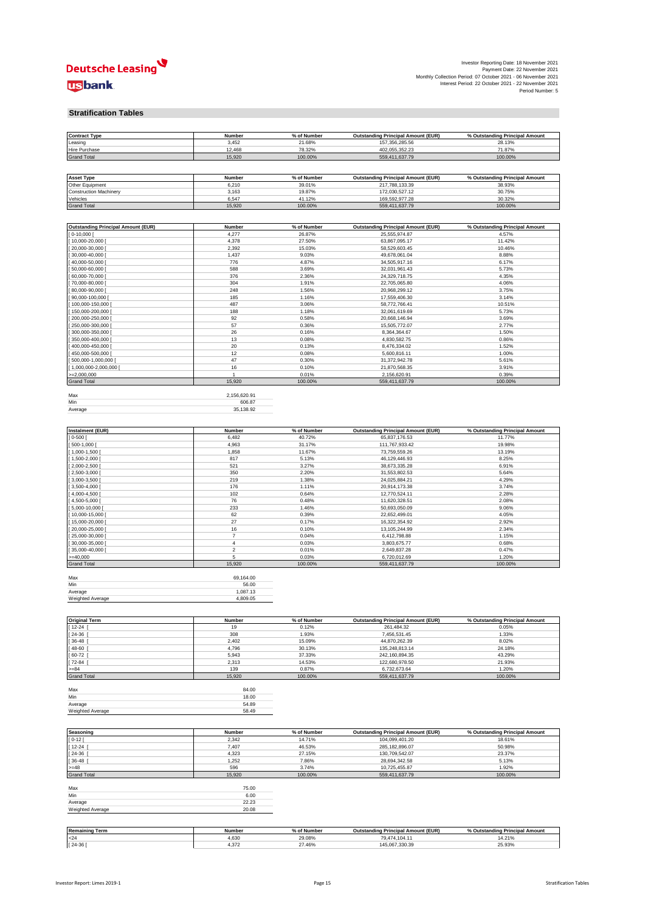Investor Reporting Date: 18 November 2021
Payment Date: 22 November 2021
Monthly Collection Period: 07 October 2021 - 06 November 2021
Interest Period: 22 October 2021 - 22 November 2021
Period Number: 5

## Stratification Tables

| Contract Type | Number | % of Number | Outstanding Principal Amount (EUR) | % Outstanding Principal Amount |
|---|---|---|---|---|
| Leasing | 3,452 | 21.68% | 157,356,285.56 | 28.13% |
| Hire Purchase | 12,468 | 78.32% | 402,055,352.23 | 71.87% |
| Grand Total | 15,920 | 100.00% | 559,411,637.79 | 100.00% |

| Asset Type | Number | % of Number | Outstanding Principal Amount (EUR) | % Outstanding Principal Amount |
|---|---|---|---|---|
| Other Equipment | 6,210 | 39.01% | 217,788,133.39 | 38.93% |
| Construction Machinery | 3,163 | 19.87% | 172,030,527.12 | 30.75% |
| Vehicles | 6,547 | 41.12% | 169,592,977.28 | 30.32% |
| Grand Total | 15,920 | 100.00% | 559,411,637.79 | 100.00% |

| Outstanding Principal Amount (EUR) | Number | % of Number | Outstanding Principal Amount (EUR) | % Outstanding Principal Amount |
|---|---|---|---|---|
| [ 0-10,000 [ | 4,277 | 26.87% | 25,555,974.87 | 4.57% |
| [ 10,000-20,000 [ | 4,378 | 27.50% | 63,867,095.17 | 11.42% |
| [ 20,000-30,000 [ | 2,392 | 15.03% | 58,529,603.45 | 10.46% |
| [ 30,000-40,000 [ | 1,437 | 9.03% | 49,678,061.04 | 8.88% |
| [ 40,000-50,000 [ | 776 | 4.87% | 34,505,917.16 | 6.17% |
| [ 50,000-60,000 [ | 588 | 3.69% | 32,031,961.43 | 5.73% |
| [ 60,000-70,000 [ | 376 | 2.36% | 24,329,718.75 | 4.35% |
| [ 70,000-80,000 [ | 304 | 1.91% | 22,705,065.80 | 4.06% |
| [ 80,000-90,000 [ | 248 | 1.56% | 20,968,299.12 | 3.75% |
| [ 90,000-100,000 [ | 185 | 1.16% | 17,559,406.30 | 3.14% |
| [ 100,000-150,000 [ | 487 | 3.06% | 58,772,766.41 | 10.51% |
| [ 150,000-200,000 [ | 188 | 1.18% | 32,061,619.69 | 5.73% |
| [ 200,000-250,000 [ | 92 | 0.58% | 20,668,146.94 | 3.69% |
| [ 250,000-300,000 [ | 57 | 0.36% | 15,505,772.07 | 2.77% |
| [ 300,000-350,000 [ | 26 | 0.16% | 8,364,364.67 | 1.50% |
| [ 350,000-400,000 [ | 13 | 0.08% | 4,830,582.75 | 0.86% |
| [ 400,000-450,000 [ | 20 | 0.13% | 8,476,334.02 | 1.52% |
| [ 450,000-500,000 [ | 12 | 0.08% | 5,600,816.11 | 1.00% |
| [ 500,000-1,000,000 [ | 47 | 0.30% | 31,372,942.78 | 5.61% |
| [ 1,000,000-2,000,000 [ | 16 | 0.10% | 21,870,568.35 | 3.91% |
| >=2,000,000 | 1 | 0.01% | 2,156,620.91 | 0.39% |
| Grand Total | 15,920 | 100.00% | 559,411,637.79 | 100.00% |

| | |
|---|---|
| Max | 2,156,620.91 |
| Min | 606.87 |
| Average | 35,138.92 |

| Instalment (EUR) | Number | % of Number | Outstanding Principal Amount (EUR) | % Outstanding Principal Amount |
|---|---|---|---|---|
| ] 0-500 [ | 6,482 | 40.72% | 65,837,176.53 | 11.77% |
| [ 500-1,000 [ | 4,963 | 31.17% | 111,767,933.42 | 19.98% |
| [ 1,000-1,500 [ | 1,858 | 11.67% | 73,759,559.26 | 13.19% |
| [ 1,500-2,000 [ | 817 | 5.13% | 46,129,446.93 | 8.25% |
| [ 2,000-2,500 [ | 521 | 3.27% | 38,673,335.28 | 6.91% |
| [ 2,500-3,000 [ | 350 | 2.20% | 31,553,802.53 | 5.64% |
| [ 3,000-3,500 [ | 219 | 1.38% | 24,025,884.21 | 4.29% |
| [ 3,500-4,000 [ | 176 | 1.11% | 20,914,173.38 | 3.74% |
| [ 4,000-4,500 [ | 102 | 0.64% | 12,770,524.11 | 2.28% |
| [ 4,500-5,000 [ | 76 | 0.48% | 11,620,328.51 | 2.08% |
| [ 5,000-10,000 [ | 233 | 1.46% | 50,693,050.09 | 9.06% |
| [ 10,000-15,000 [ | 62 | 0.39% | 22,652,499.01 | 4.05% |
| [ 15,000-20,000 [ | 27 | 0.17% | 16,322,354.92 | 2.92% |
| [ 20,000-25,000 [ | 16 | 0.10% | 13,105,244.99 | 2.34% |
| [ 25,000-30,000 [ | 7 | 0.04% | 6,412,798.88 | 1.15% |
| [ 30,000-35,000 [ | 4 | 0.03% | 3,803,675.77 | 0.68% |
| [ 35,000-40,000 [ | 2 | 0.01% | 2,649,837.28 | 0.47% |
| >=40,000 | 5 | 0.03% | 6,720,012.69 | 1.20% |
| Grand Total | 15,920 | 100.00% | 559,411,637.79 | 100.00% |

| | |
|---|---|
| Max | 69,164.00 |
| Min | 56.00 |
| Average | 1,087.13 |
| Weighted Average | 4,809.05 |

| Original Term | Number | % of Number | Outstanding Principal Amount (EUR) | % Outstanding Principal Amount |
|---|---|---|---|---|
| [ 12-24 [ | 19 | 0.12% | 261,484.32 | 0.05% |
| [ 24-36 [ | 308 | 1.93% | 7,456,531.45 | 1.33% |
| [ 36-48 [ | 2,402 | 15.09% | 44,870,262.39 | 8.02% |
| [ 48-60 [ | 4,796 | 30.13% | 135,248,813.14 | 24.18% |
| [ 60-72 [ | 5,943 | 37.33% | 242,160,894.35 | 43.29% |
| [ 72-84 [ | 2,313 | 14.53% | 122,680,978.50 | 21.93% |
| >=84 | 139 | 0.87% | 6,732,673.64 | 1.20% |
| Grand Total | 15,920 | 100.00% | 559,411,637.79 | 100.00% |

| | |
|---|---|
| Max | 84.00 |
| Min | 18.00 |
| Average | 54.89 |
| Weighted Average | 58.49 |

| Seasoning | Number | % of Number | Outstanding Principal Amount (EUR) | % Outstanding Principal Amount |
|---|---|---|---|---|
| [ 0-12 [ | 2,342 | 14.71% | 104,099,401.20 | 18.61% |
| [ 12-24 [ | 7,407 | 46.53% | 285,182,896.07 | 50.98% |
| [ 24-36 [ | 4,323 | 27.15% | 130,709,542.07 | 23.37% |
| [ 36-48 [ | 1,252 | 7.86% | 28,694,342.58 | 5.13% |
| >=48 | 596 | 3.74% | 10,725,455.87 | 1.92% |
| Grand Total | 15,920 | 100.00% | 559,411,637.79 | 100.00% |

| | |
|---|---|
| Max | 75.00 |
| Min | 6.00 |
| Average | 22.23 |
| Weighted Average | 20.08 |

| Remaining Term | Number | % of Number | Outstanding Principal Amount (EUR) | % Outstanding Principal Amount |
|---|---|---|---|---|
| <24 | 4,630 | 29.08% | 79,474,104.11 | 14.21% |
| [ 24-36 [ | 4,372 | 27.46% | 145,067,330.39 | 25.93% |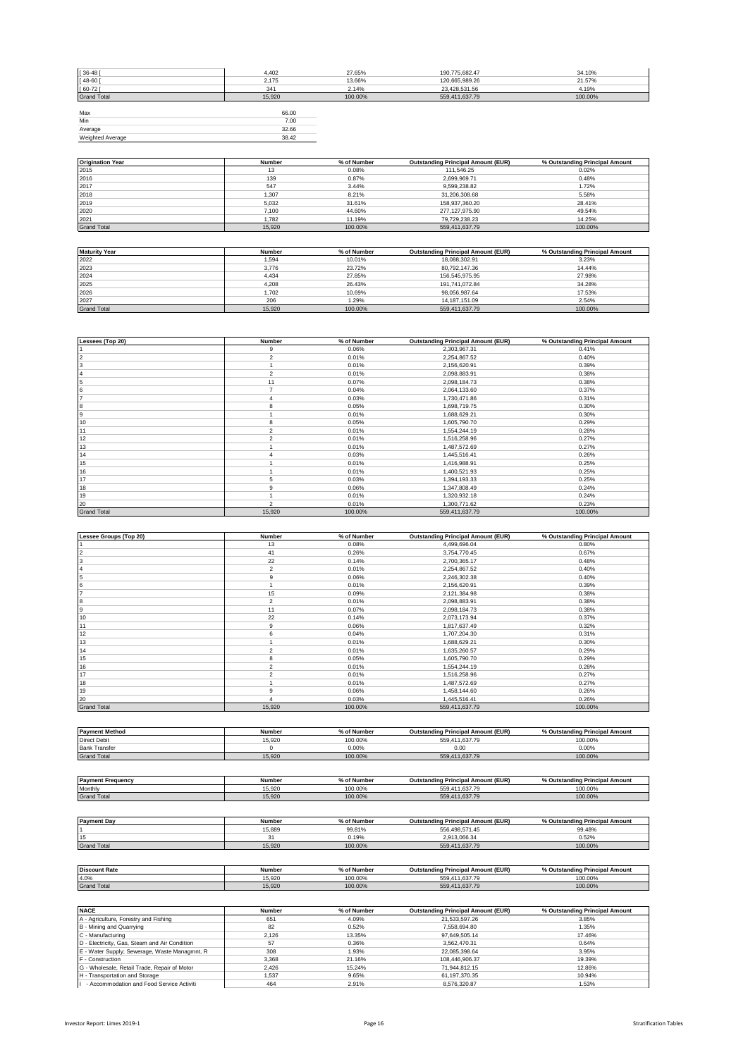| | | | | |
|---|---|---|---|---|
| [ 36-48 [ | 4,402 | 27.65% | 190,775,682.47 | 34.10% |
| [ 48-60 [ | 2,175 | 13.66% | 120,665,989.26 | 21.57% |
| [ 60-72 [ | 341 | 2.14% | 23,428,531.56 | 4.19% |
| Grand Total | 15,920 | 100.00% | 559,411,637.79 | 100.00% |

| | |
|---|---|
| Max | 66.00 |
| Min | 7.00 |
| Average | 32.66 |
| Weighted Average | 38.42 |

| Origination Year | Number | % of Number | Outstanding Principal Amount (EUR) | % Outstanding Principal Amount |
|---|---|---|---|---|
| 2015 | 13 | 0.08% | 111,546.25 | 0.02% |
| 2016 | 139 | 0.87% | 2,699,969.71 | 0.48% |
| 2017 | 547 | 3.44% | 9,599,238.82 | 1.72% |
| 2018 | 1,307 | 8.21% | 31,206,308.68 | 5.58% |
| 2019 | 5,032 | 31.61% | 158,937,360.20 | 28.41% |
| 2020 | 7,100 | 44.60% | 277,127,975.90 | 49.54% |
| 2021 | 1,782 | 11.19% | 79,729,238.23 | 14.25% |
| Grand Total | 15,920 | 100.00% | 559,411,637.79 | 100.00% |

| Maturity Year | Number | % of Number | Outstanding Principal Amount (EUR) | % Outstanding Principal Amount |
|---|---|---|---|---|
| 2022 | 1,594 | 10.01% | 18,088,302.91 | 3.23% |
| 2023 | 3,776 | 23.72% | 80,792,147.36 | 14.44% |
| 2024 | 4,434 | 27.85% | 156,545,975.95 | 27.98% |
| 2025 | 4,208 | 26.43% | 191,741,072.84 | 34.28% |
| 2026 | 1,702 | 10.69% | 98,056,987.64 | 17.53% |
| 2027 | 206 | 1.29% | 14,187,151.09 | 2.54% |
| Grand Total | 15,920 | 100.00% | 559,411,637.79 | 100.00% |

| Lessees (Top 20) | Number | % of Number | Outstanding Principal Amount (EUR) | % Outstanding Principal Amount |
|---|---|---|---|---|
| 1 | 9 | 0.06% | 2,303,967.31 | 0.41% |
| 2 | 2 | 0.01% | 2,254,867.52 | 0.40% |
| 3 | 1 | 0.01% | 2,156,620.91 | 0.39% |
| 4 | 2 | 0.01% | 2,098,883.91 | 0.38% |
| 5 | 11 | 0.07% | 2,098,184.73 | 0.38% |
| 6 | 7 | 0.04% | 2,064,133.60 | 0.37% |
| 7 | 4 | 0.03% | 1,730,471.86 | 0.31% |
| 8 | 8 | 0.05% | 1,698,719.75 | 0.30% |
| 9 | 1 | 0.01% | 1,688,629.21 | 0.30% |
| 10 | 8 | 0.05% | 1,605,790.70 | 0.29% |
| 11 | 2 | 0.01% | 1,554,244.19 | 0.28% |
| 12 | 2 | 0.01% | 1,516,258.96 | 0.27% |
| 13 | 1 | 0.01% | 1,487,572.69 | 0.27% |
| 14 | 4 | 0.03% | 1,445,516.41 | 0.26% |
| 15 | 1 | 0.01% | 1,416,988.91 | 0.25% |
| 16 | 1 | 0.01% | 1,400,521.93 | 0.25% |
| 17 | 5 | 0.03% | 1,394,193.33 | 0.25% |
| 18 | 9 | 0.06% | 1,347,808.49 | 0.24% |
| 19 | 1 | 0.01% | 1,320,932.18 | 0.24% |
| 20 | 2 | 0.01% | 1,300,771.62 | 0.23% |
| Grand Total | 15,920 | 100.00% | 559,411,637.79 | 100.00% |

| Lessee Groups (Top 20) | Number | % of Number | Outstanding Principal Amount (EUR) | % Outstanding Principal Amount |
|---|---|---|---|---|
| 1 | 13 | 0.08% | 4,499,696.04 | 0.80% |
| 2 | 41 | 0.26% | 3,754,770.45 | 0.67% |
| 3 | 22 | 0.14% | 2,700,365.17 | 0.48% |
| 4 | 2 | 0.01% | 2,254,867.52 | 0.40% |
| 5 | 9 | 0.06% | 2,246,302.38 | 0.40% |
| 6 | 1 | 0.01% | 2,156,620.91 | 0.39% |
| 7 | 15 | 0.09% | 2,121,384.98 | 0.38% |
| 8 | 2 | 0.01% | 2,098,883.91 | 0.38% |
| 9 | 11 | 0.07% | 2,098,184.73 | 0.38% |
| 10 | 22 | 0.14% | 2,073,173.94 | 0.37% |
| 11 | 9 | 0.06% | 1,817,637.49 | 0.32% |
| 12 | 6 | 0.04% | 1,707,204.30 | 0.31% |
| 13 | 1 | 0.01% | 1,688,629.21 | 0.30% |
| 14 | 2 | 0.01% | 1,635,260.57 | 0.29% |
| 15 | 8 | 0.05% | 1,605,790.70 | 0.29% |
| 16 | 2 | 0.01% | 1,554,244.19 | 0.28% |
| 17 | 2 | 0.01% | 1,516,258.96 | 0.27% |
| 18 | 1 | 0.01% | 1,487,572.69 | 0.27% |
| 19 | 9 | 0.06% | 1,458,144.60 | 0.26% |
| 20 | 4 | 0.03% | 1,445,516.41 | 0.26% |
| Grand Total | 15,920 | 100.00% | 559,411,637.79 | 100.00% |

| Payment Method | Number | % of Number | Outstanding Principal Amount (EUR) | % Outstanding Principal Amount |
|---|---|---|---|---|
| Direct Debit | 15,920 | 100.00% | 559,411,637.79 | 100.00% |
| Bank Transfer | 0 | 0.00% | 0.00 | 0.00% |
| Grand Total | 15,920 | 100.00% | 559,411,637.79 | 100.00% |

| Payment Frequency | Number | % of Number | Outstanding Principal Amount (EUR) | % Outstanding Principal Amount |
|---|---|---|---|---|
| Monthly | 15,920 | 100.00% | 559,411,637.79 | 100.00% |
| Grand Total | 15,920 | 100.00% | 559,411,637.79 | 100.00% |

| Payment Day | Number | % of Number | Outstanding Principal Amount (EUR) | % Outstanding Principal Amount |
|---|---|---|---|---|
| 1 | 15,889 | 99.81% | 556,498,571.45 | 99.48% |
| 15 | 31 | 0.19% | 2,913,066.34 | 0.52% |
| Grand Total | 15,920 | 100.00% | 559,411,637.79 | 100.00% |

| Discount Rate | Number | % of Number | Outstanding Principal Amount (EUR) | % Outstanding Principal Amount |
|---|---|---|---|---|
| 4.0% | 15,920 | 100.00% | 559,411,637.79 | 100.00% |
| Grand Total | 15,920 | 100.00% | 559,411,637.79 | 100.00% |

| NACE | Number | % of Number | Outstanding Principal Amount (EUR) | % Outstanding Principal Amount |
|---|---|---|---|---|
| A - Agriculture, Forestry and Fishing | 651 | 4.09% | 21,533,597.26 | 3.85% |
| B - Mining and Quarrying | 82 | 0.52% | 7,558,694.80 | 1.35% |
| C - Manufacturing | 2,126 | 13.35% | 97,649,505.14 | 17.46% |
| D - Electricity, Gas, Steam and Air Condition | 57 | 0.36% | 3,562,470.31 | 0.64% |
| E - Water Supply; Sewerage, Waste Managmnt, R | 308 | 1.93% | 22,085,398.64 | 3.95% |
| F - Construction | 3,368 | 21.16% | 108,446,906.37 | 19.39% |
| G - Wholesale, Retail Trade, Repair of Motor | 2,426 | 15.24% | 71,944,812.15 | 12.86% |
| H - Transportation and Storage | 1,537 | 9.65% | 61,197,370.35 | 10.94% |
| I - Accommodation and Food Service Activiti | 464 | 2.91% | 8,576,320.87 | 1.53% |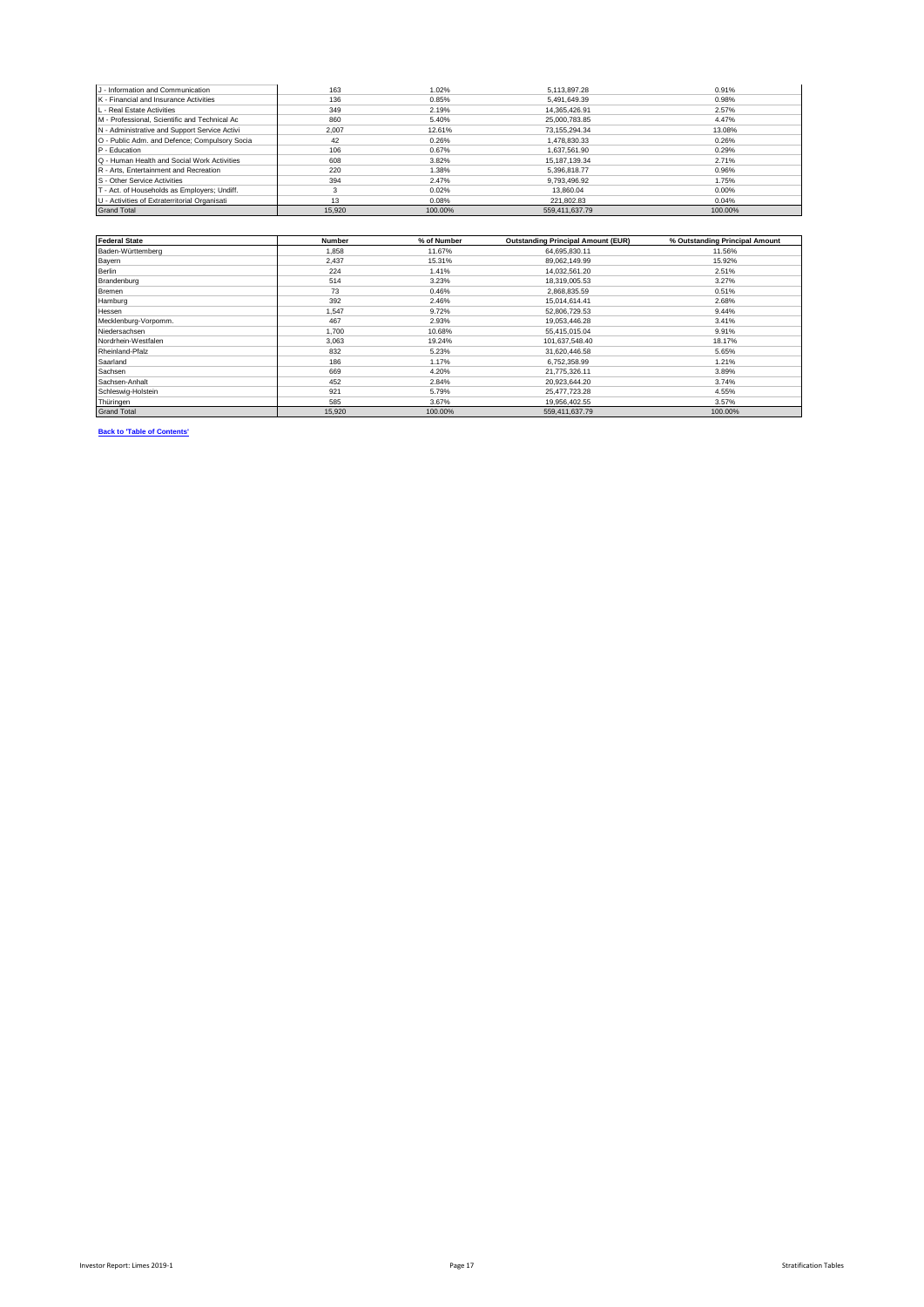| | | | | |
|---|---|---|---|---|
| J - Information and Communication | 163 | 1.02% | 5,113,897.28 | 0.91% |
| K - Financial and Insurance Activities | 136 | 0.85% | 5,491,649.39 | 0.98% |
| L - Real Estate Activities | 349 | 2.19% | 14,365,426.91 | 2.57% |
| M - Professional, Scientific and Technical Ac | 860 | 5.40% | 25,000,783.85 | 4.47% |
| N - Administrative and Support Service Activi | 2,007 | 12.61% | 73,155,294.34 | 13.08% |
| O - Public Adm. and Defence; Compulsory Socia | 42 | 0.26% | 1,478,830.33 | 0.26% |
| P - Education | 106 | 0.67% | 1,637,561.90 | 0.29% |
| Q - Human Health and Social Work Activities | 608 | 3.82% | 15,187,139.34 | 2.71% |
| R - Arts, Entertainment and Recreation | 220 | 1.38% | 5,396,818.77 | 0.96% |
| S - Other Service Activities | 394 | 2.47% | 9,793,496.92 | 1.75% |
| T - Act. of Households as Employers; Undiff. | 3 | 0.02% | 13,860.04 | 0.00% |
| U - Activities of Extraterritorial Organisati | 13 | 0.08% | 221,802.83 | 0.04% |
| Grand Total | 15,920 | 100.00% | 559,411,637.79 | 100.00% |

| Federal State | Number | % of Number | Outstanding Principal Amount (EUR) | % Outstanding Principal Amount |
|---|---|---|---|---|
| Baden-Württemberg | 1,858 | 11.67% | 64,695,830.11 | 11.56% |
| Bayern | 2,437 | 15.31% | 89,062,149.99 | 15.92% |
| Berlin | 224 | 1.41% | 14,032,561.20 | 2.51% |
| Brandenburg | 514 | 3.23% | 18,319,005.53 | 3.27% |
| Bremen | 73 | 0.46% | 2,868,835.59 | 0.51% |
| Hamburg | 392 | 2.46% | 15,014,614.41 | 2.68% |
| Hessen | 1,547 | 9.72% | 52,806,729.53 | 9.44% |
| Mecklenburg-Vorpomm. | 467 | 2.93% | 19,053,446.28 | 3.41% |
| Niedersachsen | 1,700 | 10.68% | 55,415,015.04 | 9.91% |
| Nordrhein-Westfalen | 3,063 | 19.24% | 101,637,548.40 | 18.17% |
| Rheinland-Pfalz | 832 | 5.23% | 31,620,446.58 | 5.65% |
| Saarland | 186 | 1.17% | 6,752,358.99 | 1.21% |
| Sachsen | 669 | 4.20% | 21,775,326.11 | 3.89% |
| Sachsen-Anhalt | 452 | 2.84% | 20,923,644.20 | 3.74% |
| Schleswig-Holstein | 921 | 5.79% | 25,477,723.28 | 4.55% |
| Thüringen | 585 | 3.67% | 19,956,402.55 | 3.57% |
| Grand Total | 15,920 | 100.00% | 559,411,637.79 | 100.00% |

**Back to 'Table of Contents'**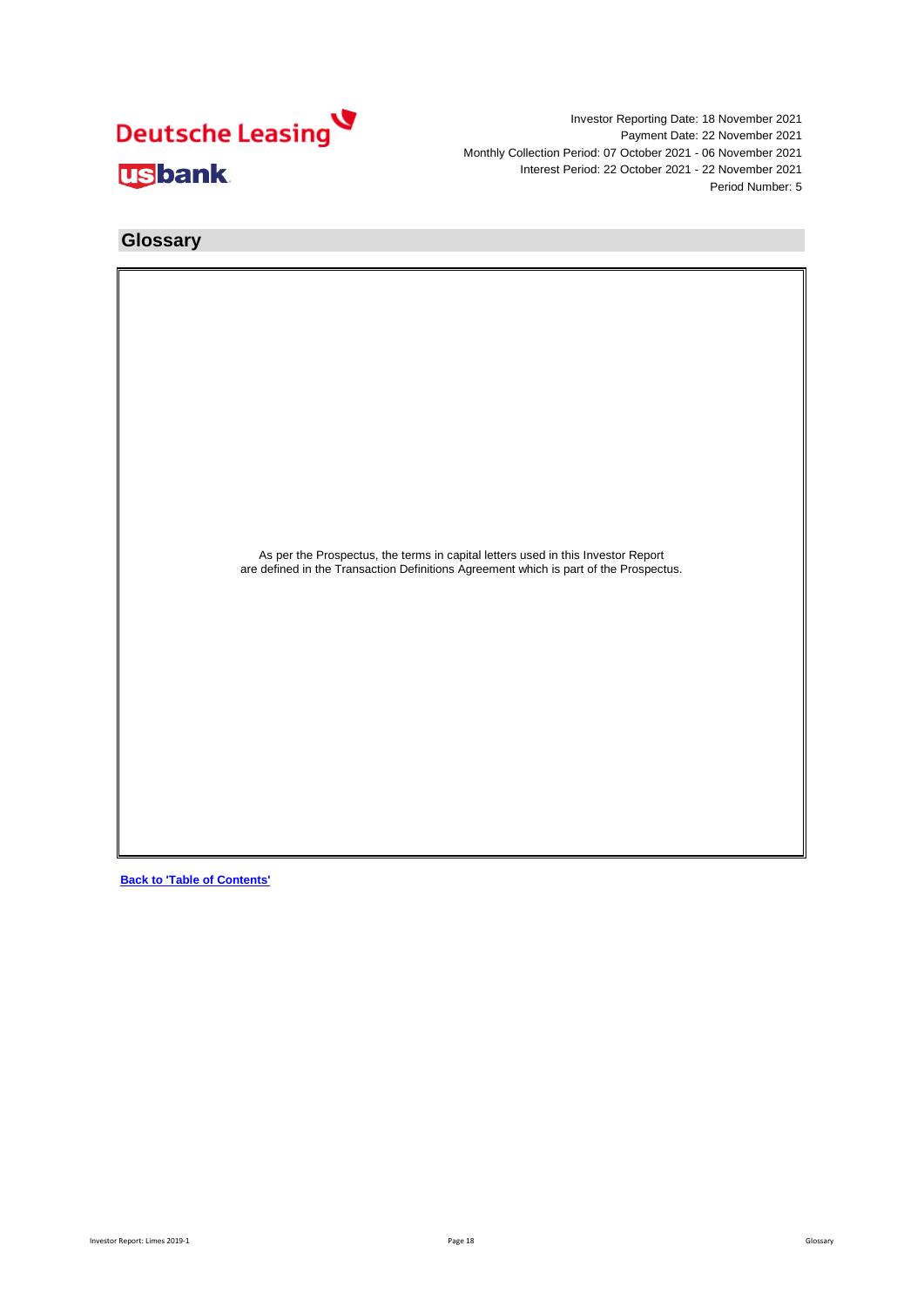Investor Reporting Date: 18 November 2021
Payment Date: 22 November 2021
Monthly Collection Period: 07 October 2021 - 06 November 2021
Interest Period: 22 October 2021 - 22 November 2021
Period Number: 5

## Glossary

As per the Prospectus, the terms in capital letters used in this Investor Report
are defined in the Transaction Definitions Agreement which is part of the Prospectus.

**Back to 'Table of Contents'**